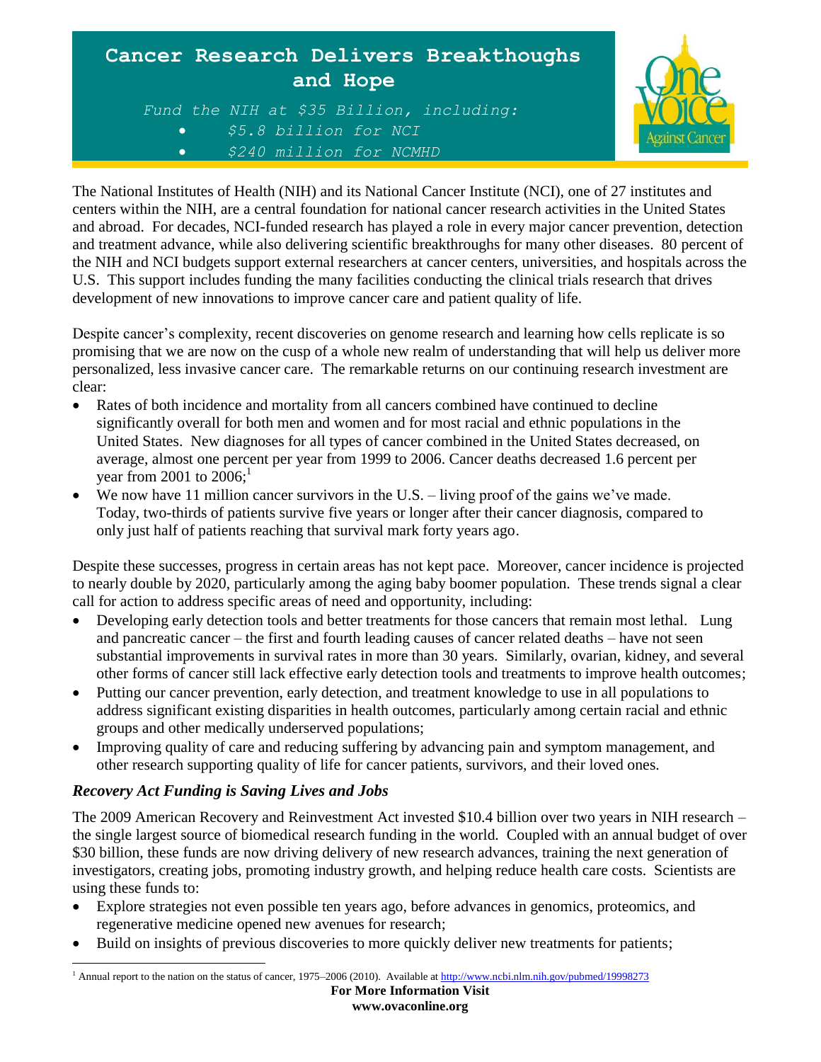# Cancer Research Delivers Breakthoughs and Hope

*Fund the NIH at $35 Billion, including:*

- *$5.8 billion for NCI*
- *$240 million for NCMHD*

One Voice Against Cancer

The National Institutes of Health (NIH) and its National Cancer Institute (NCI), one of 27 institutes and centers within the NIH, are a central foundation for national cancer research activities in the United States and abroad. For decades, NCI-funded research has played a role in every major cancer prevention, detection and treatment advance, while also delivering scientific breakthroughs for many other diseases. 80 percent of the NIH and NCI budgets support external researchers at cancer centers, universities, and hospitals across the U.S. This support includes funding the many facilities conducting the clinical trials research that drives development of new innovations to improve cancer care and patient quality of life.

Despite cancer's complexity, recent discoveries on genome research and learning how cells replicate is so promising that we are now on the cusp of a whole new realm of understanding that will help us deliver more personalized, less invasive cancer care. The remarkable returns on our continuing research investment are clear:

- Rates of both incidence and mortality from all cancers combined have continued to decline significantly overall for both men and women and for most racial and ethnic populations in the United States. New diagnoses for all types of cancer combined in the United States decreased, on average, almost one percent per year from 1999 to 2006. Cancer deaths decreased 1.6 percent per year from 2001 to 2006;[1]
- We now have 11 million cancer survivors in the U.S. – living proof of the gains we've made. Today, two-thirds of patients survive five years or longer after their cancer diagnosis, compared to only just half of patients reaching that survival mark forty years ago.

Despite these successes, progress in certain areas has not kept pace. Moreover, cancer incidence is projected to nearly double by 2020, particularly among the aging baby boomer population. These trends signal a clear call for action to address specific areas of need and opportunity, including:

- Developing early detection tools and better treatments for those cancers that remain most lethal. Lung and pancreatic cancer – the first and fourth leading causes of cancer related deaths – have not seen substantial improvements in survival rates in more than 30 years. Similarly, ovarian, kidney, and several other forms of cancer still lack effective early detection tools and treatments to improve health outcomes;
- Putting our cancer prevention, early detection, and treatment knowledge to use in all populations to address significant existing disparities in health outcomes, particularly among certain racial and ethnic groups and other medically underserved populations;
- Improving quality of care and reducing suffering by advancing pain and symptom management, and other research supporting quality of life for cancer patients, survivors, and their loved ones.

### *Recovery Act Funding is Saving Lives and Jobs*

The 2009 American Recovery and Reinvestment Act invested $10.4 billion over two years in NIH research – the single largest source of biomedical research funding in the world. Coupled with an annual budget of over $30 billion, these funds are now driving delivery of new research advances, training the next generation of investigators, creating jobs, promoting industry growth, and helping reduce health care costs. Scientists are using these funds to:

- Explore strategies not even possible ten years ago, before advances in genomics, proteomics, and regenerative medicine opened new avenues for research;
- Build on insights of previous discoveries to more quickly deliver new treatments for patients;

[1] Annual report to the nation on the status of cancer, 1975–2006 (2010). Available at http://www.ncbi.nlm.nih.gov/pubmed/19998273

**For More Information Visit**
**www.ovaconline.org**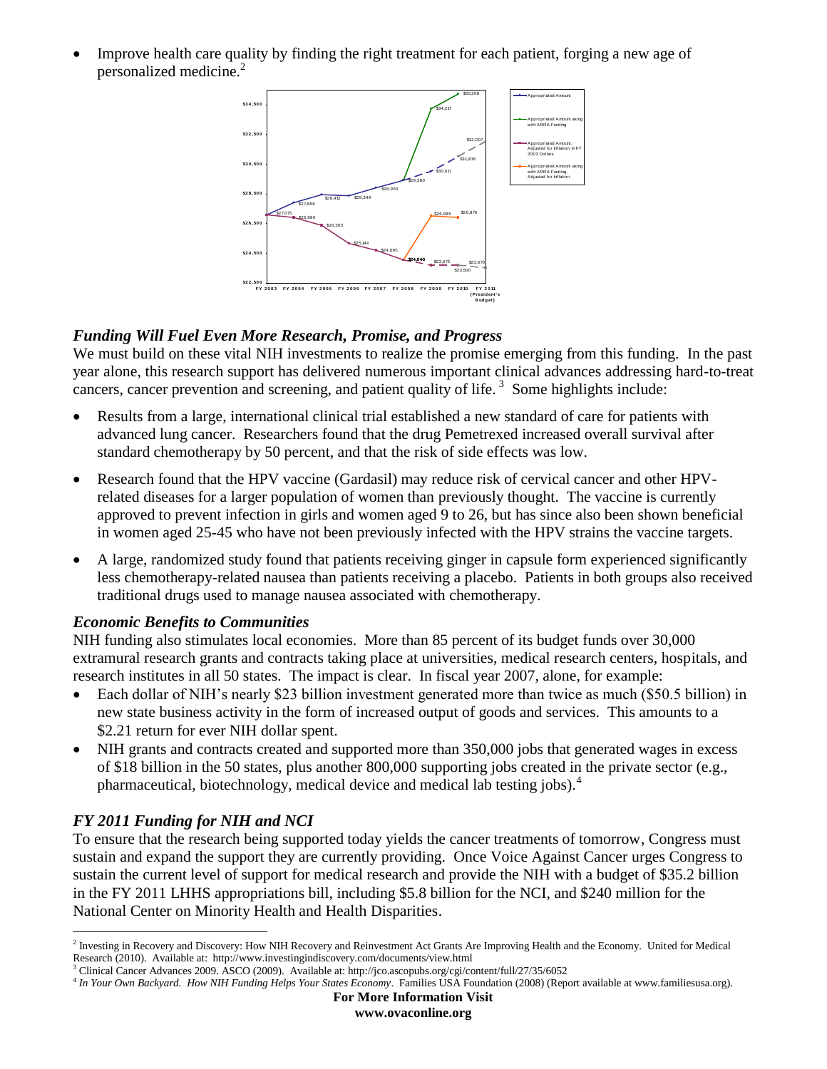- Improve health care quality by finding the right treatment for each patient, forging a new age of personalized medicine.[2]

$34,500
$32,500
$30,500
$28,500
$26,500
$24,500
$22,500
FY 2003
FY 2004
FY 2005
FY 2006
FY 2007
FY 2008
FY 2009
FY 2010
FY 2011 (President's Budget)
$35,208
$34,217
$32,007
$31,008
$30,017
$29,380
$28,900
$28,412
$28,349
$27,888
$27,075
$26,886
$26,365
$26,985
$26,876
$25,144
$24,695
$24,040
$23,673
$23,500
$23,670
Appropriated Amount
Appropriated Amount along with ARRA Funding
Appropriated Amount, Adjusted for Inflation, in FY 2003 Dollars
Appropriated Amount along with ARRA Funding, Adjusted for Inflation

### *Funding Will Fuel Even More Research, Promise, and Progress*

We must build on these vital NIH investments to realize the promise emerging from this funding. In the past year alone, this research support has delivered numerous important clinical advances addressing hard-to-treat cancers, cancer prevention and screening, and patient quality of life.[3] Some highlights include:

- Results from a large, international clinical trial established a new standard of care for patients with advanced lung cancer. Researchers found that the drug Pemetrexed increased overall survival after standard chemotherapy by 50 percent, and that the risk of side effects was low.
- Research found that the HPV vaccine (Gardasil) may reduce risk of cervical cancer and other HPV-related diseases for a larger population of women than previously thought. The vaccine is currently approved to prevent infection in girls and women aged 9 to 26, but has since also been shown beneficial in women aged 25-45 who have not been previously infected with the HPV strains the vaccine targets.
- A large, randomized study found that patients receiving ginger in capsule form experienced significantly less chemotherapy-related nausea than patients receiving a placebo. Patients in both groups also received traditional drugs used to manage nausea associated with chemotherapy.

### *Economic Benefits to Communities*

NIH funding also stimulates local economies. More than 85 percent of its budget funds over 30,000 extramural research grants and contracts taking place at universities, medical research centers, hospitals, and research institutes in all 50 states. The impact is clear. In fiscal year 2007, alone, for example:

- Each dollar of NIH's nearly $23 billion investment generated more than twice as much ($50.5 billion) in new state business activity in the form of increased output of goods and services. This amounts to a $2.21 return for ever NIH dollar spent.
- NIH grants and contracts created and supported more than 350,000 jobs that generated wages in excess of $18 billion in the 50 states, plus another 800,000 supporting jobs created in the private sector (e.g., pharmaceutical, biotechnology, medical device and medical lab testing jobs).[4]

### *FY 2011 Funding for NIH and NCI*

To ensure that the research being supported today yields the cancer treatments of tomorrow, Congress must sustain and expand the support they are currently providing. Once Voice Against Cancer urges Congress to sustain the current level of support for medical research and provide the NIH with a budget of $35.2 billion in the FY 2011 LHHS appropriations bill, including $5.8 billion for the NCI, and $240 million for the National Center on Minority Health and Health Disparities.

---

[2] Investing in Recovery and Discovery: How NIH Recovery and Reinvestment Act Grants Are Improving Health and the Economy. United for Medical Research (2010). Available at: http://www.investingindiscovery.com/documents/view.html

[3] Clinical Cancer Advances 2009. ASCO (2009). Available at: http://jco.ascopubs.org/cgi/content/full/27/35/6052

[4] *In Your Own Backyard. How NIH Funding Helps Your States Economy*. Families USA Foundation (2008) (Report available at www.familiesusa.org).

**For More Information Visit**
**www.ovaconline.org**